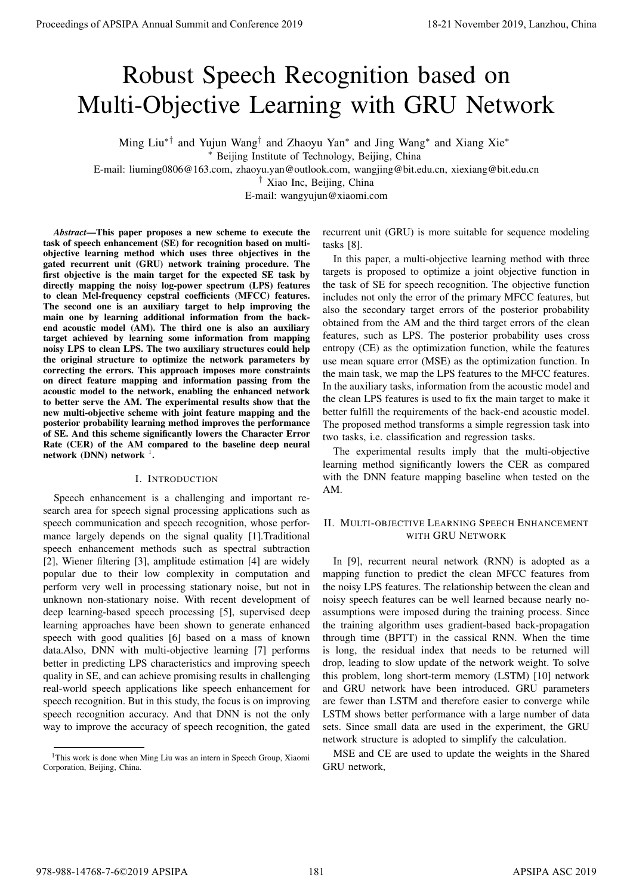# Robust Speech Recognition based on Multi-Objective Learning with GRU Network

Ming Liu[*†] and Yujun Wang[†] and Zhaoyu Yan[*] and Jing Wang[*] and Xiang Xie[*]

[*] Beijing Institute of Technology, Beijing, China

E-mail: liuming0806@163.com, zhaoyu.yan@outlook.com, wangjing@bit.edu.cn, xiexiang@bit.edu.cn

[†] Xiao Inc, Beijing, China

E-mail: wangyujun@xiaomi.com

***Abstract*—This paper proposes a new scheme to execute the task of speech enhancement (SE) for recognition based on multi-objective learning method which uses three objectives in the gated recurrent unit (GRU) network training procedure. The first objective is the main target for the expected SE task by directly mapping the noisy log-power spectrum (LPS) features to clean Mel-frequency cepstral coefficients (MFCC) features. The second one is an auxiliary target to help improving the main one by learning additional information from the back-end acoustic model (AM). The third one is also an auxiliary target achieved by learning some information from mapping noisy LPS to clean LPS. The two auxiliary structures could help the original structure to optimize the network parameters by correcting the errors. This approach imposes more constraints on direct feature mapping and information passing from the acoustic model to the network, enabling the enhanced network to better serve the AM. The experimental results show that the new multi-objective scheme with joint feature mapping and the posterior probability learning method improves the performance of SE. And this scheme significantly lowers the Character Error Rate (CER) of the AM compared to the baseline deep neural network (DNN) network [1].**

## I. Introduction

Speech enhancement is a challenging and important research area for speech signal processing applications such as speech communication and speech recognition, whose performance largely depends on the signal quality [1].Traditional speech enhancement methods such as spectral subtraction [2], Wiener filtering [3], amplitude estimation [4] are widely popular due to their low complexity in computation and perform very well in processing stationary noise, but not in unknown non-stationary noise. With recent development of deep learning-based speech processing [5], supervised deep learning approaches have been shown to generate enhanced speech with good qualities [6] based on a mass of known data.Also, DNN with multi-objective learning [7] performs better in predicting LPS characteristics and improving speech quality in SE, and can achieve promising results in challenging real-world speech applications like speech enhancement for speech recognition. But in this study, the focus is on improving speech recognition accuracy. And that DNN is not the only way to improve the accuracy of speech recognition, the gated recurrent unit (GRU) is more suitable for sequence modeling tasks [8].

In this paper, a multi-objective learning method with three targets is proposed to optimize a joint objective function in the task of SE for speech recognition. The objective function includes not only the error of the primary MFCC features, but also the secondary target errors of the posterior probability obtained from the AM and the third target errors of the clean features, such as LPS. The posterior probability uses cross entropy (CE) as the optimization function, while the features use mean square error (MSE) as the optimization function. In the main task, we map the LPS features to the MFCC features. In the auxiliary tasks, information from the acoustic model and the clean LPS features is used to fix the main target to make it better fulfill the requirements of the back-end acoustic model. The proposed method transforms a simple regression task into two tasks, i.e. classification and regression tasks.

The experimental results imply that the multi-objective learning method significantly lowers the CER as compared with the DNN feature mapping baseline when tested on the AM.

## II. Multi-objective Learning Speech Enhancement with GRU Network

In [9], recurrent neural network (RNN) is adopted as a mapping function to predict the clean MFCC features from the noisy LPS features. The relationship between the clean and noisy speech features can be well learned because nearly no-assumptions were imposed during the training process. Since the training algorithm uses gradient-based back-propagation through time (BPTT) in the cassical RNN. When the time is long, the residual index that needs to be returned will drop, leading to slow update of the network weight. To solve this problem, long short-term memory (LSTM) [10] network and GRU network have been introduced. GRU parameters are fewer than LSTM and therefore easier to converge while LSTM shows better performance with a large number of data sets. Since small data are used in the experiment, the GRU network structure is adopted to simplify the calculation.

MSE and CE are used to update the weights in the Shared GRU network,

[1]This work is done when Ming Liu was an intern in Speech Group, Xiaomi Corporation, Beijing, China.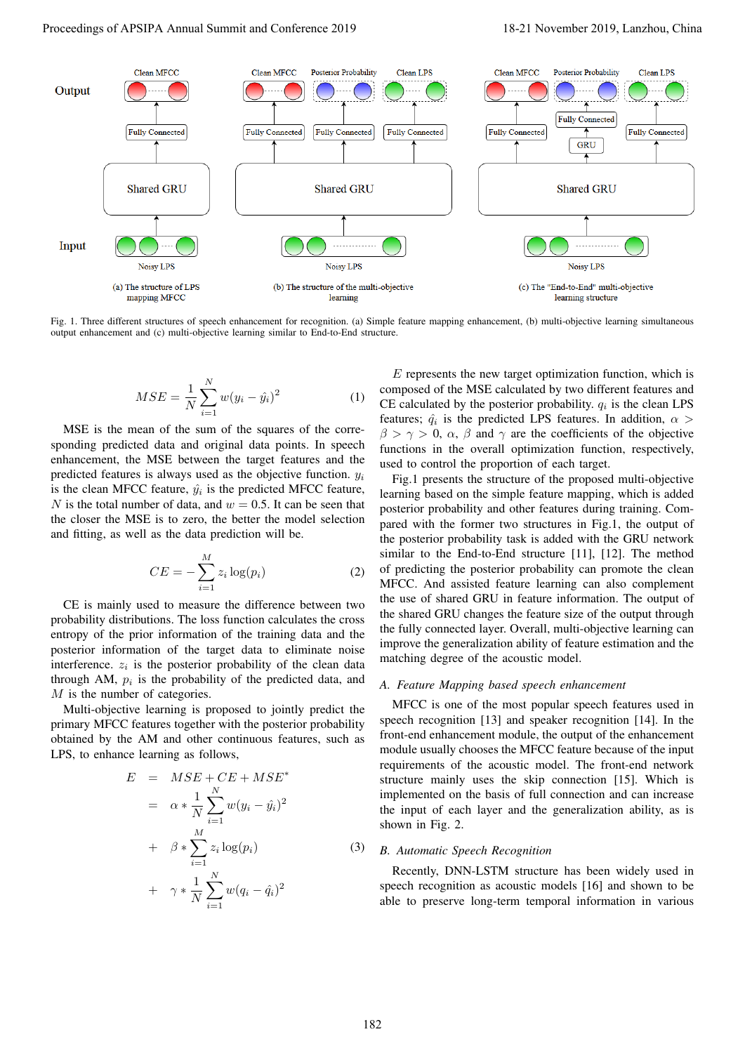Fig. 1. Three different structures of speech enhancement for recognition. (a) Simple feature mapping enhancement, (b) multi-objective learning simultaneous output enhancement and (c) multi-objective learning similar to End-to-End structure.

$$MSE = \frac{1}{N}\sum_{i=1}^{N} w(y_i - \hat{y}_i)^2 \tag{1}$$

MSE is the mean of the sum of the squares of the corresponding predicted data and original data points. In speech enhancement, the MSE between the target features and the predicted features is always used as the objective function. $y_i$ is the clean MFCC feature, $\hat{y}_i$ is the predicted MFCC feature, $N$ is the total number of data, and $w = 0.5$. It can be seen that the closer the MSE is to zero, the better the model selection and fitting, as well as the data prediction will be.

$$CE = -\sum_{i=1}^{M} z_i \log(p_i) \tag{2}$$

CE is mainly used to measure the difference between two probability distributions. The loss function calculates the cross entropy of the prior information of the training data and the posterior information of the target data to eliminate noise interference. $z_i$ is the posterior probability of the clean data through AM, $p_i$ is the probability of the predicted data, and $M$ is the number of categories.

Multi-objective learning is proposed to jointly predict the primary MFCC features together with the posterior probability obtained by the AM and other continuous features, such as LPS, to enhance learning as follows,

$$\begin{aligned} E &= MSE + CE + MSE^{*} \\ &= \alpha * \frac{1}{N}\sum_{i=1}^{N} w(y_i - \hat{y}_i)^2 \\ &+ \beta * \sum_{i=1}^{M} z_i \log(p_i) \\ &+ \gamma * \frac{1}{N}\sum_{i=1}^{N} w(q_i - \hat{q}_i)^2 \end{aligned} \tag{3}$$

$E$ represents the new target optimization function, which is composed of the MSE calculated by two different features and CE calculated by the posterior probability. $q_i$ is the clean LPS features; $\hat{q}_i$ is the predicted LPS features. In addition, $\alpha > \beta > \gamma > 0$, $\alpha$, $\beta$ and $\gamma$ are the coefficients of the objective functions in the overall optimization function, respectively, used to control the proportion of each target.

Fig.1 presents the structure of the proposed multi-objective learning based on the simple feature mapping, which is added posterior probability and other features during training. Compared with the former two structures in Fig.1, the output of the posterior probability task is added with the GRU network similar to the End-to-End structure [11], [12]. The method of predicting the posterior probability can promote the clean MFCC. And assisted feature learning can also complement the use of shared GRU in feature information. The output of the shared GRU changes the feature size of the output through the fully connected layer. Overall, multi-objective learning can improve the generalization ability of feature estimation and the matching degree of the acoustic model.

### A. Feature Mapping based speech enhancement

MFCC is one of the most popular speech features used in speech recognition [13] and speaker recognition [14]. In the front-end enhancement module, the output of the enhancement module usually chooses the MFCC feature because of the input requirements of the acoustic model. The front-end network structure mainly uses the skip connection [15]. Which is implemented on the basis of full connection and can increase the input of each layer and the generalization ability, as is shown in Fig. 2.

### B. Automatic Speech Recognition

Recently, DNN-LSTM structure has been widely used in speech recognition as acoustic models [16] and shown to be able to preserve long-term temporal information in various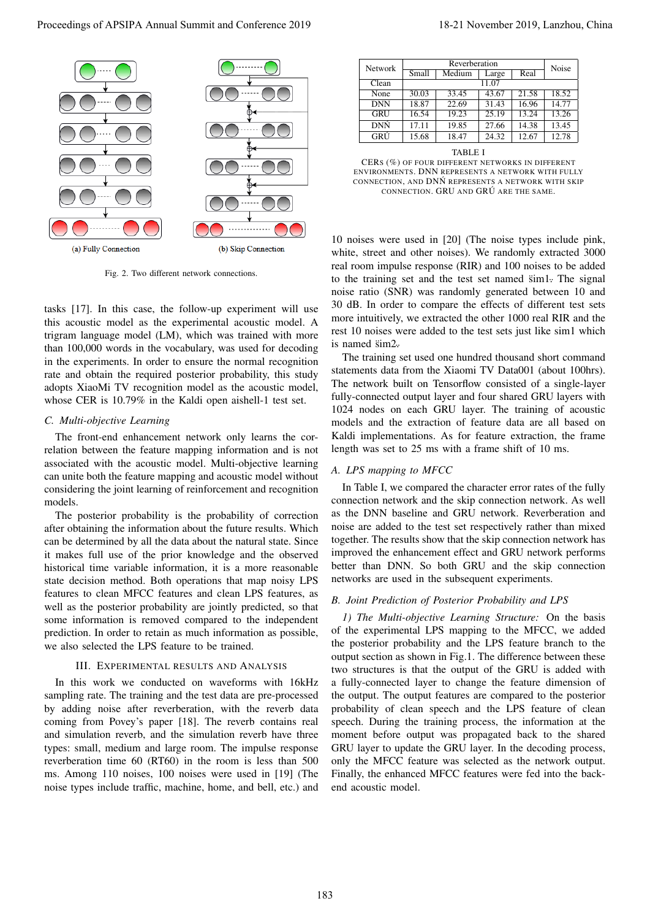(a) Fully Connection (b) Skip Connection

Fig. 2. Two different network connections.

tasks [17]. In this case, the follow-up experiment will use this acoustic model as the experimental acoustic model. A trigram language model (LM), which was trained with more than 100,000 words in the vocabulary, was used for decoding in the experiments. In order to ensure the normal recognition rate and obtain the required posterior probability, this study adopts XiaoMi TV recognition model as the acoustic model, whose CER is 10.79% in the Kaldi open aishell-1 test set.

### C. Multi-objective Learning

The front-end enhancement network only learns the correlation between the feature mapping information and is not associated with the acoustic model. Multi-objective learning can unite both the feature mapping and acoustic model without considering the joint learning of reinforcement and recognition models.

The posterior probability is the probability of correction after obtaining the information about the future results. Which can be determined by all the data about the natural state. Since it makes full use of the prior knowledge and the observed historical time variable information, it is a more reasonable state decision method. Both operations that map noisy LPS features to clean MFCC features and clean LPS features, as well as the posterior probability are jointly predicted, so that some information is removed compared to the independent prediction. In order to retain as much information as possible, we also selected the LPS feature to be trained.

## III. Experimental results and Analysis

In this work we conducted on waveforms with 16kHz sampling rate. The training and the test data are pre-processed by adding noise after reverberation, with the reverb data coming from Povey's paper [18]. The reverb contains real and simulation reverb, and the simulation reverb have three types: small, medium and large room. The impulse response reverberation time 60 (RT60) in the room is less than 500 ms. Among 110 noises, 100 noises were used in [19] (The noise types include traffic, machine, home, and bell, etc.) and

| Network | Reverberation | | | | Noise |
|---|---|---|---|---|---|
| | Small | Medium | Large | Real | |
| Clean | 11.07 | | | | |
| None | 30.03 | 33.45 | 43.67 | 21.58 | 18.52 |
| DNN | 18.87 | 22.69 | 31.43 | 16.96 | 14.77 |
| GRU | 16.54 | 19.23 | 25.19 | 13.24 | 13.26 |
| DNŃ | 17.11 | 19.85 | 27.66 | 14.38 | 13.45 |
| GRÚ | 15.68 | 18.47 | 24.32 | 12.67 | 12.78 |

TABLE I

CERs (%) of four different networks in different environments. DNN represents a network with fully connection, and DNŃ represents a network with skip connection. GRU and GRÚ are the same.

10 noises were used in [20] (The noise types include pink, white, street and other noises). We randomly extracted 3000 real room impulse response (RIR) and 100 noises to be added to the training set and the test set named sim1. The signal noise ratio (SNR) was randomly generated between 10 and 30 dB. In order to compare the effects of different test sets more intuitively, we extracted the other 1000 real RIR and the rest 10 noises were added to the test sets just like sim1 which is named sim2.

The training set used one hundred thousand short command statements data from the Xiaomi TV Data001 (about 100hrs). The network built on Tensorflow consisted of a single-layer fully-connected output layer and four shared GRU layers with 1024 nodes on each GRU layer. The training of acoustic models and the extraction of feature data are all based on Kaldi implementations. As for feature extraction, the frame length was set to 25 ms with a frame shift of 10 ms.

### A. LPS mapping to MFCC

In Table I, we compared the character error rates of the fully connection network and the skip connection network. As well as the DNN baseline and GRU network. Reverberation and noise are added to the test set respectively rather than mixed together. The results show that the skip connection network has improved the enhancement effect and GRU network performs better than DNN. So both GRU and the skip connection networks are used in the subsequent experiments.

### B. Joint Prediction of Posterior Probability and LPS

*1) The Multi-objective Learning Structure:* On the basis of the experimental LPS mapping to the MFCC, we added the posterior probability and the LPS feature branch to the output section as shown in Fig.1. The difference between these two structures is that the output of the GRU is added with a fully-connected layer to change the feature dimension of the output. The output features are compared to the posterior probability of clean speech and the LPS feature of clean speech. During the training process, the information at the moment before output was propagated back to the shared GRU layer to update the GRU layer. In the decoding process, only the MFCC feature was selected as the network output. Finally, the enhanced MFCC features were fed into the back-end acoustic model.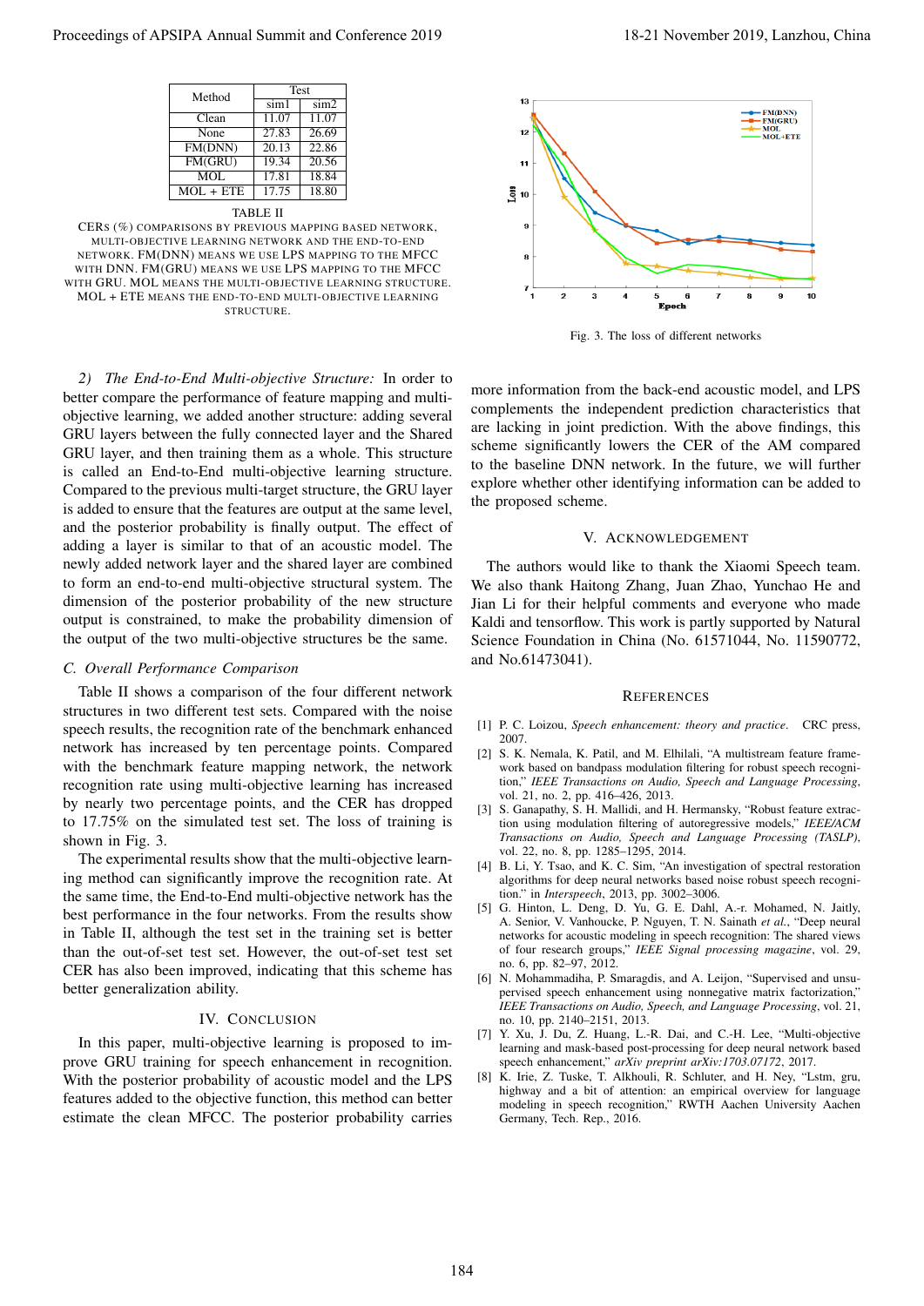| Method | Test | |
|---|---|---|
| | sim1 | sim2 |
| Clean | 11.07 | 11.07 |
| None | 27.83 | 26.69 |
| FM(DNN) | 20.13 | 22.86 |
| FM(GRU) | 19.34 | 20.56 |
| MOL | 17.81 | 18.84 |
| MOL + ETE | 17.75 | 18.80 |

TABLE II

CERS (%) COMPARISONS BY PREVIOUS MAPPING BASED NETWORK, MULTI-OBJECTIVE LEARNING NETWORK AND THE END-TO-END NETWORK. FM(DNN) MEANS WE USE LPS MAPPING TO THE MFCC WITH DNN. FM(GRU) MEANS WE USE LPS MAPPING TO THE MFCC WITH GRU. MOL MEANS THE MULTI-OBJECTIVE LEARNING STRUCTURE. MOL + ETE MEANS THE END-TO-END MULTI-OBJECTIVE LEARNING STRUCTURE.

Fig. 3. The loss of different networks

*2) The End-to-End Multi-objective Structure:* In order to better compare the performance of feature mapping and multi-objective learning, we added another structure: adding several GRU layers between the fully connected layer and the Shared GRU layer, and then training them as a whole. This structure is called an End-to-End multi-objective learning structure. Compared to the previous multi-target structure, the GRU layer is added to ensure that the features are output at the same level, and the posterior probability is finally output. The effect of adding a layer is similar to that of an acoustic model. The newly added network layer and the shared layer are combined to form an end-to-end multi-objective structural system. The dimension of the posterior probability of the new structure output is constrained, to make the probability dimension of the output of the two multi-objective structures be the same.

### C. Overall Performance Comparison

Table II shows a comparison of the four different network structures in two different test sets. Compared with the noise speech results, the recognition rate of the benchmark enhanced network has increased by ten percentage points. Compared with the benchmark feature mapping network, the network recognition rate using multi-objective learning has increased by nearly two percentage points, and the CER has dropped to 17.75% on the simulated test set. The loss of training is shown in Fig. 3.

The experimental results show that the multi-objective learning method can significantly improve the recognition rate. At the same time, the End-to-End multi-objective network has the best performance in the four networks. From the results show in Table II, although the test set in the training set is better than the out-of-set test set. However, the out-of-set test set CER has also been improved, indicating that this scheme has better generalization ability.

## IV. Conclusion

In this paper, multi-objective learning is proposed to improve GRU training for speech enhancement in recognition. With the posterior probability of acoustic model and the LPS features added to the objective function, this method can better estimate the clean MFCC. The posterior probability carries more information from the back-end acoustic model, and LPS complements the independent prediction characteristics that are lacking in joint prediction. With the above findings, this scheme significantly lowers the CER of the AM compared to the baseline DNN network. In the future, we will further explore whether other identifying information can be added to the proposed scheme.

## V. Acknowledgement

The authors would like to thank the Xiaomi Speech team. We also thank Haitong Zhang, Juan Zhao, Yunchao He and Jian Li for their helpful comments and everyone who made Kaldi and tensorflow. This work is partly supported by Natural Science Foundation in China (No. 61571044, No. 11590772, and No.61473041).

## References

[1] P. C. Loizou, *Speech enhancement: theory and practice*. CRC press, 2007.

[2] S. K. Nemala, K. Patil, and M. Elhilali, "A multistream feature framework based on bandpass modulation filtering for robust speech recognition," *IEEE Transactions on Audio, Speech and Language Processing*, vol. 21, no. 2, pp. 416–426, 2013.

[3] S. Ganapathy, S. H. Mallidi, and H. Hermansky, "Robust feature extraction using modulation filtering of autoregressive models," *IEEE/ACM Transactions on Audio, Speech and Language Processing (TASLP)*, vol. 22, no. 8, pp. 1285–1295, 2014.

[4] B. Li, Y. Tsao, and K. C. Sim, "An investigation of spectral restoration algorithms for deep neural networks based noise robust speech recognition." in *Interspeech*, 2013, pp. 3002–3006.

[5] G. Hinton, L. Deng, D. Yu, G. E. Dahl, A.-r. Mohamed, N. Jaitly, A. Senior, V. Vanhoucke, P. Nguyen, T. N. Sainath *et al.*, "Deep neural networks for acoustic modeling in speech recognition: The shared views of four research groups," *IEEE Signal processing magazine*, vol. 29, no. 6, pp. 82–97, 2012.

[6] N. Mohammadiha, P. Smaragdis, and A. Leijon, "Supervised and unsupervised speech enhancement using nonnegative matrix factorization," *IEEE Transactions on Audio, Speech, and Language Processing*, vol. 21, no. 10, pp. 2140–2151, 2013.

[7] Y. Xu, J. Du, Z. Huang, L.-R. Dai, and C.-H. Lee, "Multi-objective learning and mask-based post-processing for deep neural network based speech enhancement," *arXiv preprint arXiv:1703.07172*, 2017.

[8] K. Irie, Z. Tuske, T. Alkhouli, R. Schluter, and H. Ney, "Lstm, gru, highway and a bit of attention: an empirical overview for language modeling in speech recognition," RWTH Aachen University Aachen Germany, Tech. Rep., 2016.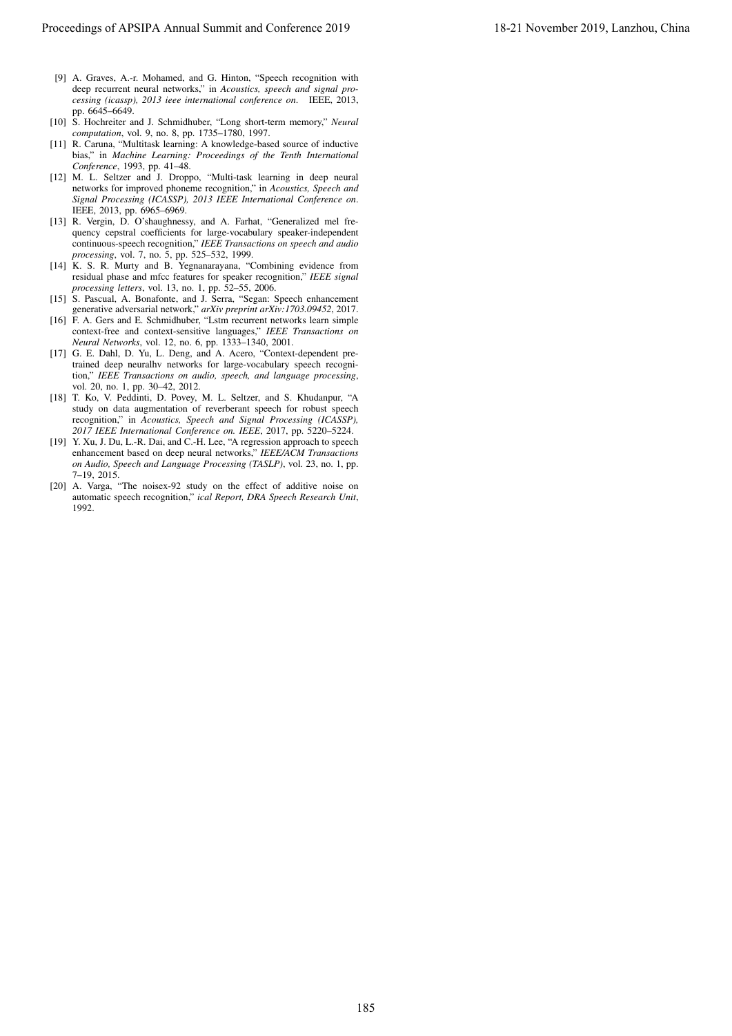[9] A. Graves, A.-r. Mohamed, and G. Hinton, "Speech recognition with deep recurrent neural networks," in *Acoustics, speech and signal processing (icassp), 2013 ieee international conference on*. IEEE, 2013, pp. 6645–6649.

[10] S. Hochreiter and J. Schmidhuber, "Long short-term memory," *Neural computation*, vol. 9, no. 8, pp. 1735–1780, 1997.

[11] R. Caruna, "Multitask learning: A knowledge-based source of inductive bias," in *Machine Learning: Proceedings of the Tenth International Conference*, 1993, pp. 41–48.

[12] M. L. Seltzer and J. Droppo, "Multi-task learning in deep neural networks for improved phoneme recognition," in *Acoustics, Speech and Signal Processing (ICASSP), 2013 IEEE International Conference on*. IEEE, 2013, pp. 6965–6969.

[13] R. Vergin, D. O'shaughnessy, and A. Farhat, "Generalized mel frequency cepstral coefficients for large-vocabulary speaker-independent continuous-speech recognition," *IEEE Transactions on speech and audio processing*, vol. 7, no. 5, pp. 525–532, 1999.

[14] K. S. R. Murty and B. Yegnanarayana, "Combining evidence from residual phase and mfcc features for speaker recognition," *IEEE signal processing letters*, vol. 13, no. 1, pp. 52–55, 2006.

[15] S. Pascual, A. Bonafonte, and J. Serra, "Segan: Speech enhancement generative adversarial network," *arXiv preprint arXiv:1703.09452*, 2017.

[16] F. A. Gers and E. Schmidhuber, "Lstm recurrent networks learn simple context-free and context-sensitive languages," *IEEE Transactions on Neural Networks*, vol. 12, no. 6, pp. 1333–1340, 2001.

[17] G. E. Dahl, D. Yu, L. Deng, and A. Acero, "Context-dependent pretrained deep neuralhv networks for large-vocabulary speech recognition," *IEEE Transactions on audio, speech, and language processing*, vol. 20, no. 1, pp. 30–42, 2012.

[18] T. Ko, V. Peddinti, D. Povey, M. L. Seltzer, and S. Khudanpur, "A study on data augmentation of reverberant speech for robust speech recognition," in *Acoustics, Speech and Signal Processing (ICASSP), 2017 IEEE International Conference on. IEEE*, 2017, pp. 5220–5224.

[19] Y. Xu, J. Du, L.-R. Dai, and C.-H. Lee, "A regression approach to speech enhancement based on deep neural networks," *IEEE/ACM Transactions on Audio, Speech and Language Processing (TASLP)*, vol. 23, no. 1, pp. 7–19, 2015.

[20] A. Varga, "The noisex-92 study on the effect of additive noise on automatic speech recognition," *ical Report, DRA Speech Research Unit*, 1992.